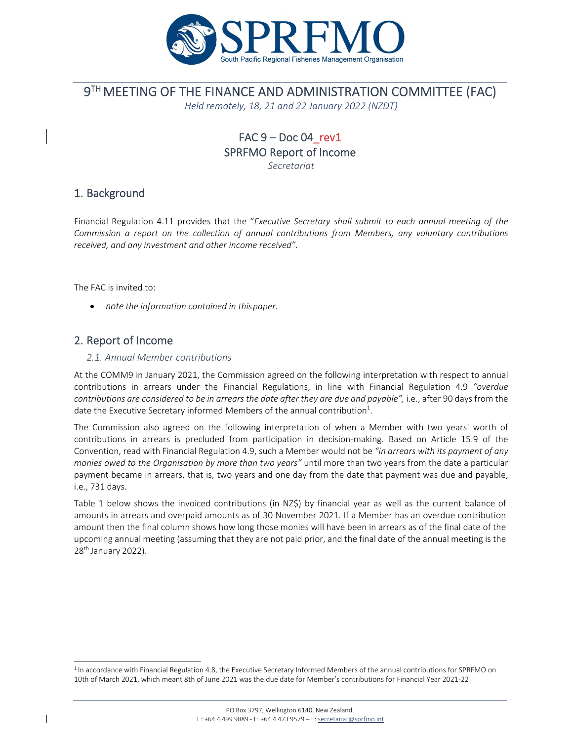# 9[TH] MEETING OF THE FINANCE AND ADMINISTRATION COMMITTEE (FAC)

*Held remotely, 18, 21 and 22 January 2022 (NZDT)*

## FAC 9 – Doc 04_rev1
## SPRFMO Report of Income
*Secretariat*

## 1. Background

Financial Regulation 4.11 provides that the "*Executive Secretary shall submit to each annual meeting of the Commission a report on the collection of annual contributions from Members, any voluntary contributions received, and any investment and other income received"*.

The FAC is invited to:

- *note the information contained in this paper.*

## 2. Report of Income

### 2.1. Annual Member contributions

At the COMM9 in January 2021, the Commission agreed on the following interpretation with respect to annual contributions in arrears under the Financial Regulations, in line with Financial Regulation 4.9 *"overdue contributions are considered to be in arrears the date after they are due and payable",* i.e., after 90 days from the date the Executive Secretary informed Members of the annual contribution[1].

The Commission also agreed on the following interpretation of when a Member with two years' worth of contributions in arrears is precluded from participation in decision-making. Based on Article 15.9 of the Convention, read with Financial Regulation 4.9, such a Member would not be *"in arrears with its payment of any monies owed to the Organisation by more than two years"* until more than two years from the date a particular payment became in arrears, that is, two years and one day from the date that payment was due and payable, i.e., 731 days.

Table 1 below shows the invoiced contributions (in NZ$) by financial year as well as the current balance of amounts in arrears and overpaid amounts as of 30 November 2021. If a Member has an overdue contribution amount then the final column shows how long those monies will have been in arrears as of the final date of the upcoming annual meeting (assuming that they are not paid prior, and the final date of the annual meeting is the 28[th] January 2022).

[1] In accordance with Financial Regulation 4.8, the Executive Secretary Informed Members of the annual contributions for SPRFMO on 10th of March 2021, which meant 8th of June 2021 was the due date for Member's contributions for Financial Year 2021-22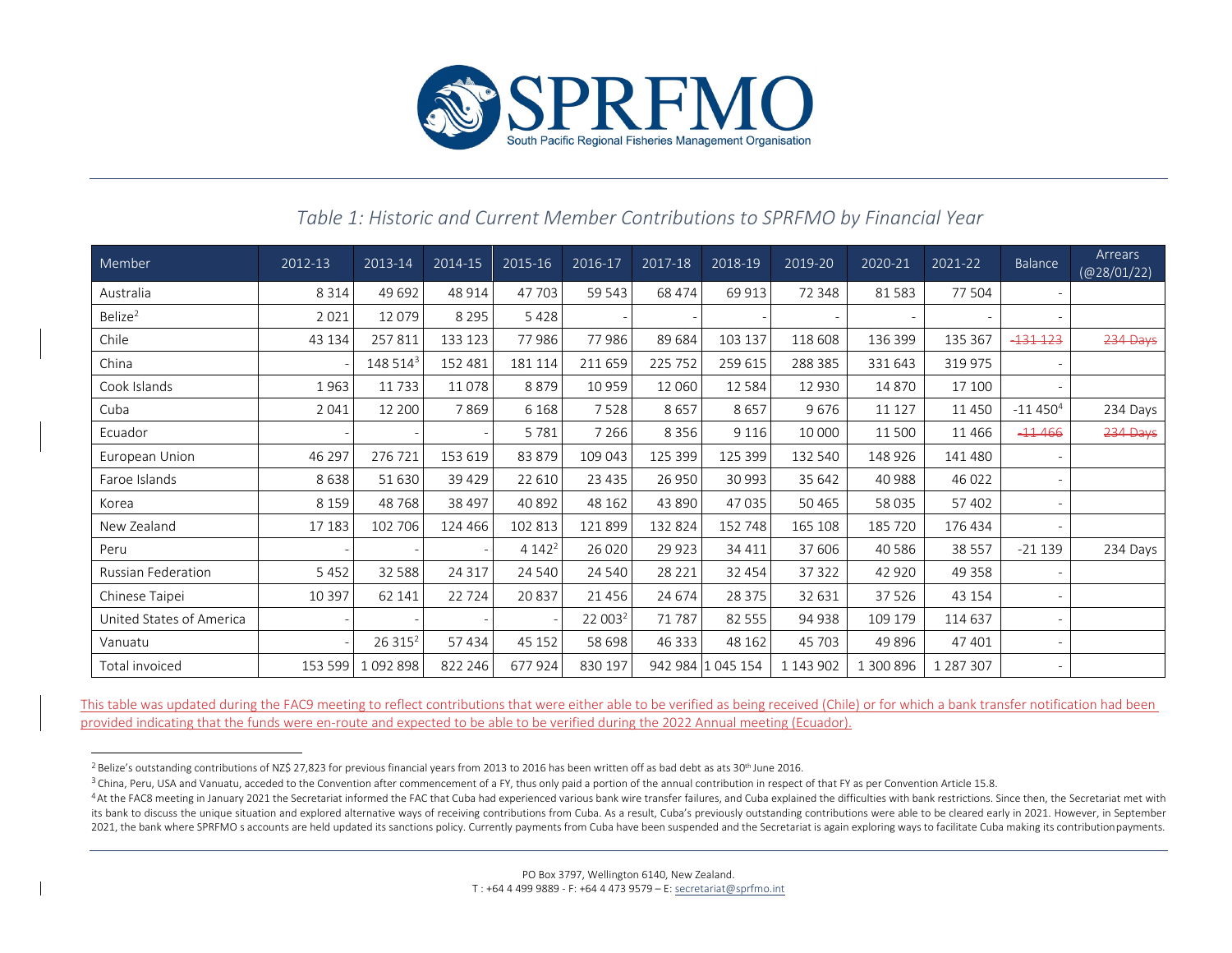*Table 1: Historic and Current Member Contributions to SPRFMO by Financial Year*

| Member | 2012-13 | 2013-14 | 2014-15 | 2015-16 | 2016-17 | 2017-18 | 2018-19 | 2019-20 | 2020-21 | 2021-22 | Balance | Arrears (@28/01/22) |
|---|---|---|---|---|---|---|---|---|---|---|---|---|
| Australia | 8 314 | 49 692 | 48 914 | 47 703 | 59 543 | 68 474 | 69 913 | 72 348 | 81 583 | 77 504 | - | |
| Belize[2] | 2 021 | 12 079 | 8 295 | 5 428 | - | - | - | - | - | - | - | |
| Chile | 43 134 | 257 811 | 133 123 | 77 986 | 77 986 | 89 684 | 103 137 | 118 608 | 136 399 | 135 367 | ~~-131 123~~ | ~~234 Days~~ |
| China | - | 148 514[3] | 152 481 | 181 114 | 211 659 | 225 752 | 259 615 | 288 385 | 331 643 | 319 975 | - | |
| Cook Islands | 1 963 | 11 733 | 11 078 | 8 879 | 10 959 | 12 060 | 12 584 | 12 930 | 14 870 | 17 100 | - | |
| Cuba | 2 041 | 12 200 | 7 869 | 6 168 | 7 528 | 8 657 | 8 657 | 9 676 | 11 127 | 11 450 | -11 450[4] | 234 Days |
| Ecuador | - | - | - | 5 781 | 7 266 | 8 356 | 9 116 | 10 000 | 11 500 | 11 466 | ~~-11 466~~ | ~~234 Days~~ |
| European Union | 46 297 | 276 721 | 153 619 | 83 879 | 109 043 | 125 399 | 125 399 | 132 540 | 148 926 | 141 480 | - | |
| Faroe Islands | 8 638 | 51 630 | 39 429 | 22 610 | 23 435 | 26 950 | 30 993 | 35 642 | 40 988 | 46 022 | - | |
| Korea | 8 159 | 48 768 | 38 497 | 40 892 | 48 162 | 43 890 | 47 035 | 50 465 | 58 035 | 57 402 | - | |
| New Zealand | 17 183 | 102 706 | 124 466 | 102 813 | 121 899 | 132 824 | 152 748 | 165 108 | 185 720 | 176 434 | - | |
| Peru | - | - | - | 4 142[2] | 26 020 | 29 923 | 34 411 | 37 606 | 40 586 | 38 557 | -21 139 | 234 Days |
| Russian Federation | 5 452 | 32 588 | 24 317 | 24 540 | 24 540 | 28 221 | 32 454 | 37 322 | 42 920 | 49 358 | - | |
| Chinese Taipei | 10 397 | 62 141 | 22 724 | 20 837 | 21 456 | 24 674 | 28 375 | 32 631 | 37 526 | 43 154 | - | |
| United States of America | - | - | - | - | 22 003[2] | 71 787 | 82 555 | 94 938 | 109 179 | 114 637 | - | |
| Vanuatu | - | 26 315[2] | 57 434 | 45 152 | 58 698 | 46 333 | 48 162 | 45 703 | 49 896 | 47 401 | - | |
| Total invoiced | 153 599 | 1 092 898 | 822 246 | 677 924 | 830 197 | 942 984 | 1 045 154 | 1 143 902 | 1 300 896 | 1 287 307 | - | |

This table was updated during the FAC9 meeting to reflect contributions that were either able to be verified as being received (Chile) or for which a bank transfer notification had been provided indicating that the funds were en-route and expected to be able to be verified during the 2022 Annual meeting (Ecuador).

[2] Belize's outstanding contributions of NZ$ 27,823 for previous financial years from 2013 to 2016 has been written off as bad debt as ats 30th June 2016.

[3] China, Peru, USA and Vanuatu, acceded to the Convention after commencement of a FY, thus only paid a portion of the annual contribution in respect of that FY as per Convention Article 15.8.

[4] At the FAC8 meeting in January 2021 the Secretariat informed the FAC that Cuba had experienced various bank wire transfer failures, and Cuba explained the difficulties with bank restrictions. Since then, the Secretariat met with its bank to discuss the unique situation and explored alternative ways of receiving contributions from Cuba. As a result, Cuba's previously outstanding contributions were able to be cleared early in 2021. However, in September 2021, the bank where SPRFMO s accounts are held updated its sanctions policy. Currently payments from Cuba have been suspended and the Secretariat is again exploring ways to facilitate Cuba making its contribution payments.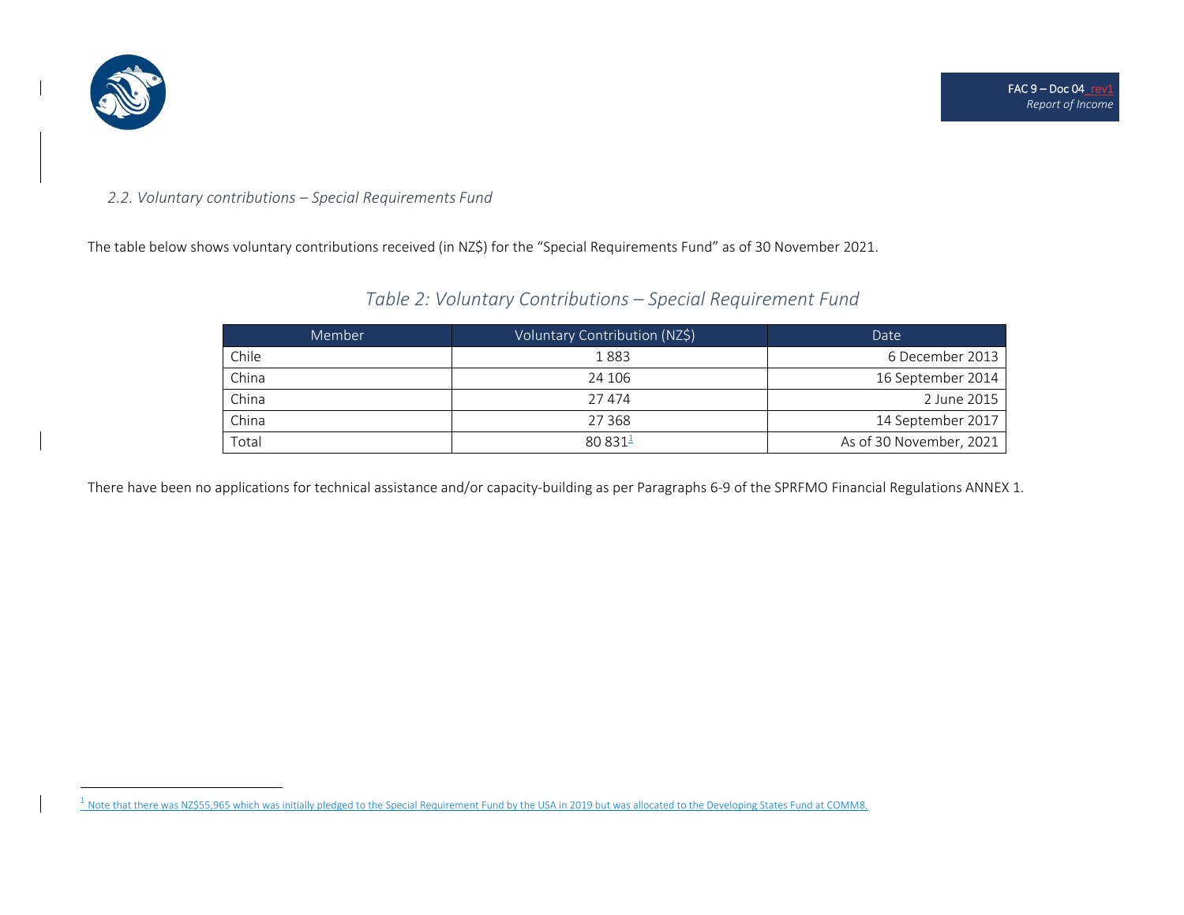### *2.2. Voluntary contributions – Special Requirements Fund*

The table below shows voluntary contributions received (in NZ$) for the "Special Requirements Fund" as of 30 November 2021.

*Table 2: Voluntary Contributions – Special Requirement Fund*

| Member | Voluntary Contribution (NZ$) | Date |
|---|---|---|
| Chile | 1 883 | 6 December 2013 |
| China | 24 106 | 16 September 2014 |
| China | 27 474 | 2 June 2015 |
| China | 27 368 | 14 September 2017 |
| Total | 80 831[1] | As of 30 November, 2021 |

There have been no applications for technical assistance and/or capacity-building as per Paragraphs 6-9 of the SPRFMO Financial Regulations ANNEX 1.

[1] Note that there was NZ$55,965 which was initially pledged to the Special Requirement Fund by the USA in 2019 but was allocated to the Developing States Fund at COMM8.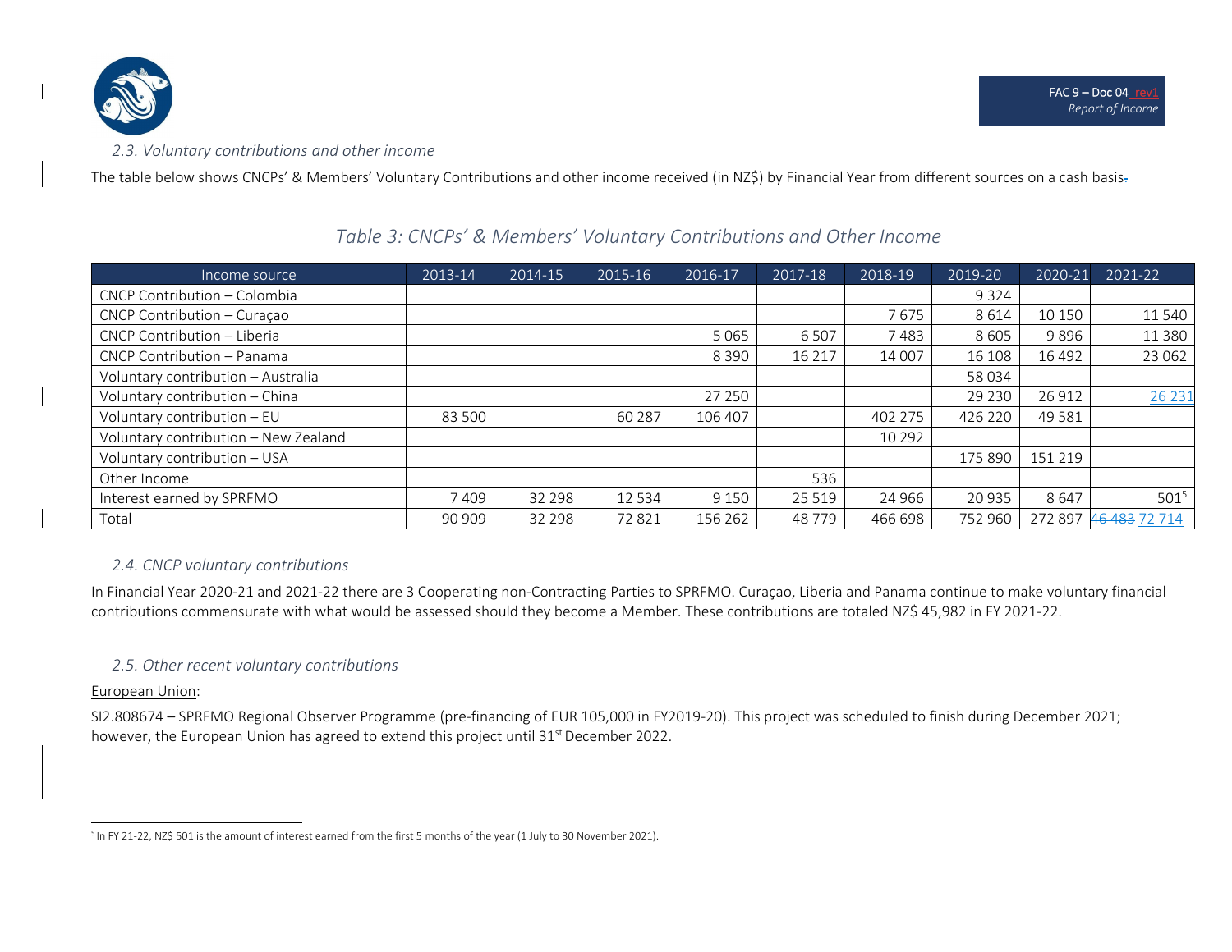### 2.3. Voluntary contributions and other income

The table below shows CNCPs' & Members' Voluntary Contributions and other income received (in NZ$) by Financial Year from different sources on a cash basis.

*Table 3: CNCPs' & Members' Voluntary Contributions and Other Income*

| Income source | 2013-14 | 2014-15 | 2015-16 | 2016-17 | 2017-18 | 2018-19 | 2019-20 | 2020-21 | 2021-22 |
|---|---|---|---|---|---|---|---|---|---|
| CNCP Contribution – Colombia | | | | | | | 9 324 | | |
| CNCP Contribution – Curaçao | | | | | | 7 675 | 8 614 | 10 150 | 11 540 |
| CNCP Contribution – Liberia | | | | 5 065 | 6 507 | 7 483 | 8 605 | 9 896 | 11 380 |
| CNCP Contribution – Panama | | | | 8 390 | 16 217 | 14 007 | 16 108 | 16 492 | 23 062 |
| Voluntary contribution – Australia | | | | | | | 58 034 | | |
| Voluntary contribution – China | | | | 27 250 | | | 29 230 | 26 912 | 26 231 |
| Voluntary contribution – EU | 83 500 | | 60 287 | 106 407 | | 402 275 | 426 220 | 49 581 | |
| Voluntary contribution – New Zealand | | | | | | 10 292 | | | |
| Voluntary contribution – USA | | | | | | | 175 890 | 151 219 | |
| Other Income | | | | | 536 | | | | |
| Interest earned by SPRFMO | 7 409 | 32 298 | 12 534 | 9 150 | 25 519 | 24 966 | 20 935 | 8 647 | 501[5] |
| Total | 90 909 | 32 298 | 72 821 | 156 262 | 48 779 | 466 698 | 752 960 | 272 897 | ~~46 483~~ 72 714 |

### 2.4. CNCP voluntary contributions

In Financial Year 2020-21 and 2021-22 there are 3 Cooperating non-Contracting Parties to SPRFMO. Curaçao, Liberia and Panama continue to make voluntary financial contributions commensurate with what would be assessed should they become a Member. These contributions are totaled NZ$ 45,982 in FY 2021-22.

### 2.5. Other recent voluntary contributions

European Union:

SI2.808674 – SPRFMO Regional Observer Programme (pre-financing of EUR 105,000 in FY2019-20). This project was scheduled to finish during December 2021; however, the European Union has agreed to extend this project until 31st December 2022.

---

[5] In FY 21-22, NZ$ 501 is the amount of interest earned from the first 5 months of the year (1 July to 30 November 2021).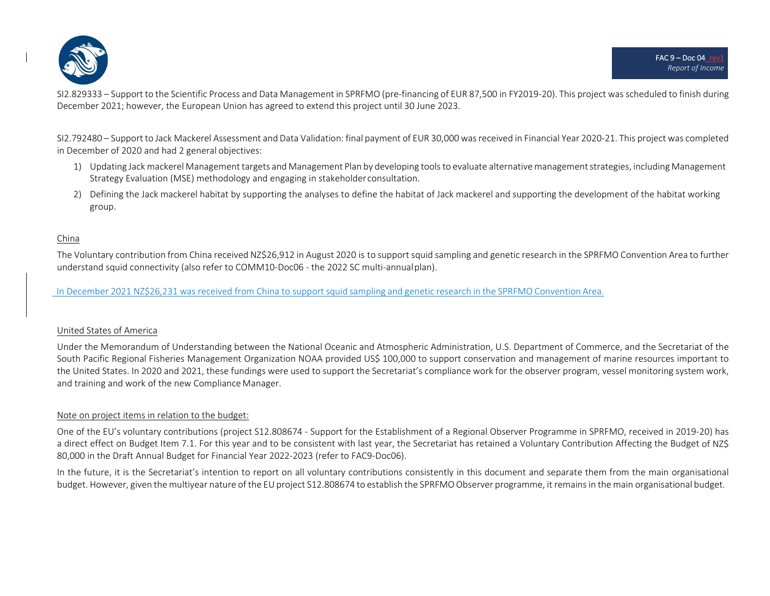SI2.829333 – Support to the Scientific Process and Data Management in SPRFMO (pre-financing of EUR 87,500 in FY2019-20). This project was scheduled to finish during December 2021; however, the European Union has agreed to extend this project until 30 June 2023.

SI2.792480 – Support to Jack Mackerel Assessment and Data Validation: final payment of EUR 30,000 was received in Financial Year 2020-21. This project was completed in December of 2020 and had 2 general objectives:

1) Updating Jack mackerel Management targets and Management Plan by developing tools to evaluate alternative management strategies, including Management Strategy Evaluation (MSE) methodology and engaging in stakeholder consultation.
2) Defining the Jack mackerel habitat by supporting the analyses to define the habitat of Jack mackerel and supporting the development of the habitat working group.

China

The Voluntary contribution from China received NZ$26,912 in August 2020 is to support squid sampling and genetic research in the SPRFMO Convention Area to further understand squid connectivity (also refer to COMM10-Doc06 - the 2022 SC multi-annual plan).

In December 2021 NZ$26,231 was received from China to support squid sampling and genetic research in the SPRFMO Convention Area.

United States of America

Under the Memorandum of Understanding between the National Oceanic and Atmospheric Administration, U.S. Department of Commerce, and the Secretariat of the South Pacific Regional Fisheries Management Organization NOAA provided US$ 100,000 to support conservation and management of marine resources important to the United States. In 2020 and 2021, these fundings were used to support the Secretariat's compliance work for the observer program, vessel monitoring system work, and training and work of the new Compliance Manager.

Note on project items in relation to the budget:

One of the EU's voluntary contributions (project S12.808674 - Support for the Establishment of a Regional Observer Programme in SPRFMO, received in 2019-20) has a direct effect on Budget Item 7.1. For this year and to be consistent with last year, the Secretariat has retained a Voluntary Contribution Affecting the Budget of NZ$ 80,000 in the Draft Annual Budget for Financial Year 2022-2023 (refer to FAC9-Doc06).

In the future, it is the Secretariat's intention to report on all voluntary contributions consistently in this document and separate them from the main organisational budget. However, given the multiyear nature of the EU project S12.808674 to establish the SPRFMO Observer programme, it remains in the main organisational budget.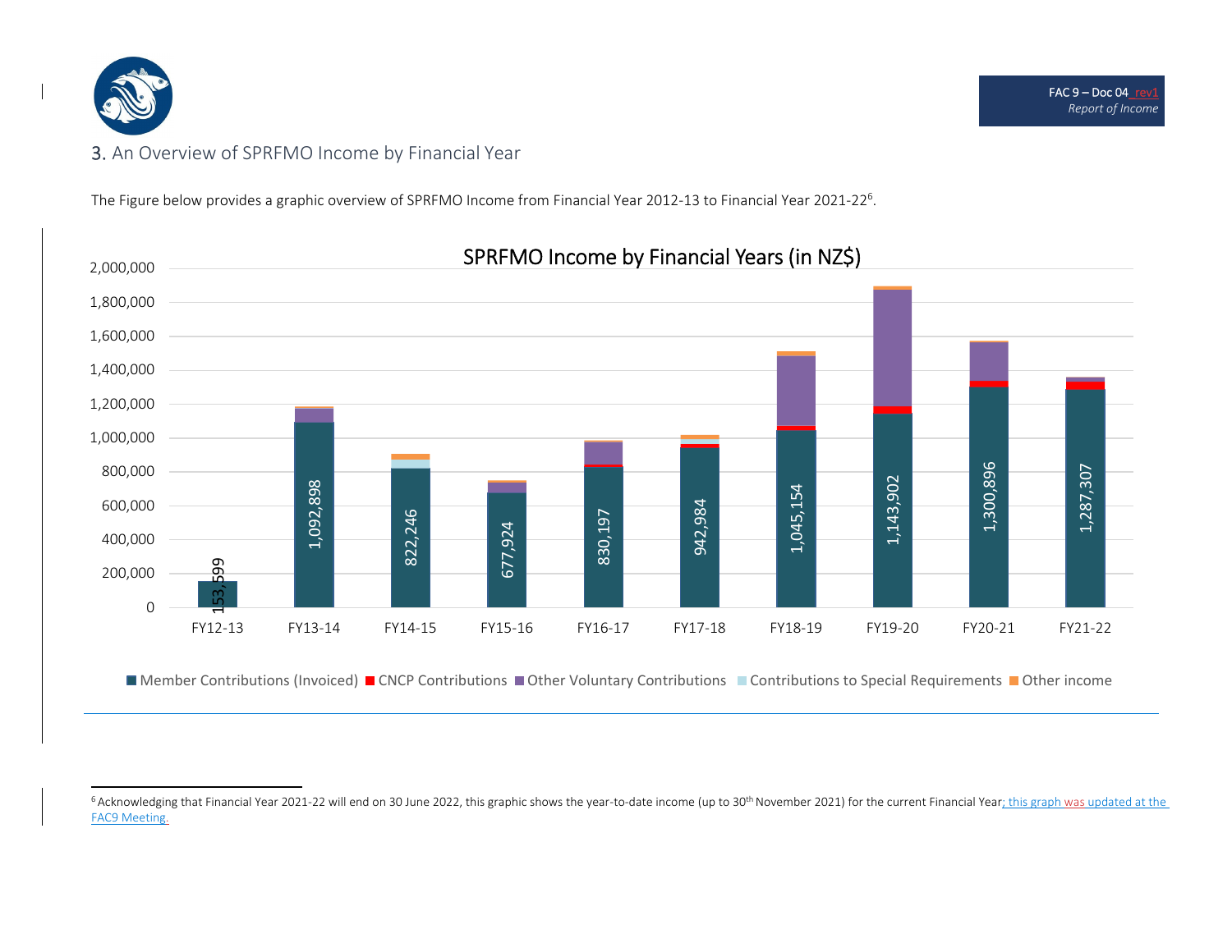FAC 9 – Doc 04_rev1
*Report of Income*

## 3. An Overview of SPRFMO Income by Financial Year

The Figure below provides a graphic overview of SPRFMO Income from Financial Year 2012-13 to Financial Year 2021-22[6].

SPRFMO Income by Financial Years (in NZ$)

2,000,000
1,800,000
1,600,000
1,400,000
1,200,000
1,000,000
800,000
600,000
400,000
200,000
0

FY12-13: 153,599
FY13-14: 1,092,898
FY14-15: 822,246
FY15-16: 677,924
FY16-17: 830,197
FY17-18: 942,984
FY18-19: 1,045,154
FY19-20: 1,143,902
FY20-21: 1,300,896
FY21-22: 1,287,307

Member Contributions (Invoiced) | CNCP Contributions | Other Voluntary Contributions | Contributions to Special Requirements | Other income

---

[6] Acknowledging that Financial Year 2021-22 will end on 30 June 2022, this graphic shows the year-to-date income (up to 30th November 2021) for the current Financial Year; this graph was updated at the FAC9 Meeting.